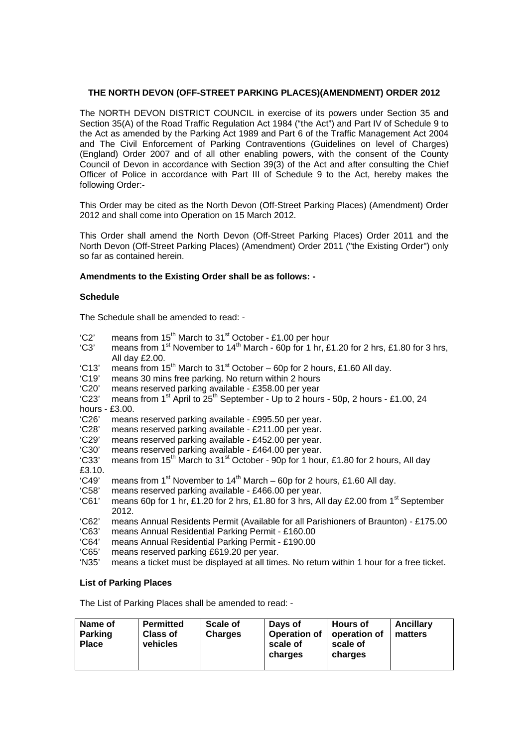**THE NORTH DEVON (OFF-STREET PARKING PLACES)(AMENDMENT) ORDER 2012**

The NORTH DEVON DISTRICT COUNCIL in exercise of its powers under Section 35 and Section 35(A) of the Road Traffic Regulation Act 1984 ("the Act") and Part IV of Schedule 9 to the Act as amended by the Parking Act 1989 and Part 6 of the Traffic Management Act 2004 and The Civil Enforcement of Parking Contraventions (Guidelines on level of Charges) (England) Order 2007 and of all other enabling powers, with the consent of the County Council of Devon in accordance with Section 39(3) of the Act and after consulting the Chief Officer of Police in accordance with Part III of Schedule 9 to the Act, hereby makes the following Order:-

This Order may be cited as the North Devon (Off-Street Parking Places) (Amendment) Order 2012 and shall come into Operation on 15 March 2012.

This Order shall amend the North Devon (Off-Street Parking Places) Order 2011 and the North Devon (Off-Street Parking Places) (Amendment) Order 2011 ("the Existing Order") only so far as contained herein.

**Amendments to the Existing Order shall be as follows: -**

**Schedule**

The Schedule shall be amended to read: -

- 'C2' means from 15th March to 31st October - £1.00 per hour
- 'C3' means from 1st November to 14th March - 60p for 1 hr, £1.20 for 2 hrs, £1.80 for 3 hrs, All day £2.00.
- 'C13' means from 15th March to 31st October – 60p for 2 hours, £1.60 All day.
- 'C19' means 30 mins free parking. No return within 2 hours
- 'C20' means reserved parking available - £358.00 per year
- 'C23' means from 1st April to 25th September - Up to 2 hours - 50p, 2 hours - £1.00, 24 hours - £3.00.
- 'C26' means reserved parking available - £995.50 per year.
- 'C28' means reserved parking available - £211.00 per year.
- 'C29' means reserved parking available - £452.00 per year.
- 'C30' means reserved parking available - £464.00 per year.
- 'C33' means from 15th March to 31st October - 90p for 1 hour, £1.80 for 2 hours, All day £3.10.
- 'C49' means from 1st November to 14th March – 60p for 2 hours, £1.60 All day.
- 'C58' means reserved parking available - £466.00 per year.
- 'C61' means 60p for 1 hr, £1.20 for 2 hrs, £1.80 for 3 hrs, All day £2.00 from 1st September 2012.
- 'C62' means Annual Residents Permit (Available for all Parishioners of Braunton) - £175.00
- 'C63' means Annual Residential Parking Permit - £160.00
- 'C64' means Annual Residential Parking Permit - £190.00
- 'C65' means reserved parking £619.20 per year.
- 'N35' means a ticket must be displayed at all times. No return within 1 hour for a free ticket.

**List of Parking Places**

The List of Parking Places shall be amended to read: -

| Name of Parking Place | Permitted Class of vehicles | Scale of Charges | Days of Operation of scale of charges | Hours of operation of scale of charges | Ancillary matters |
|---|---|---|---|---|---|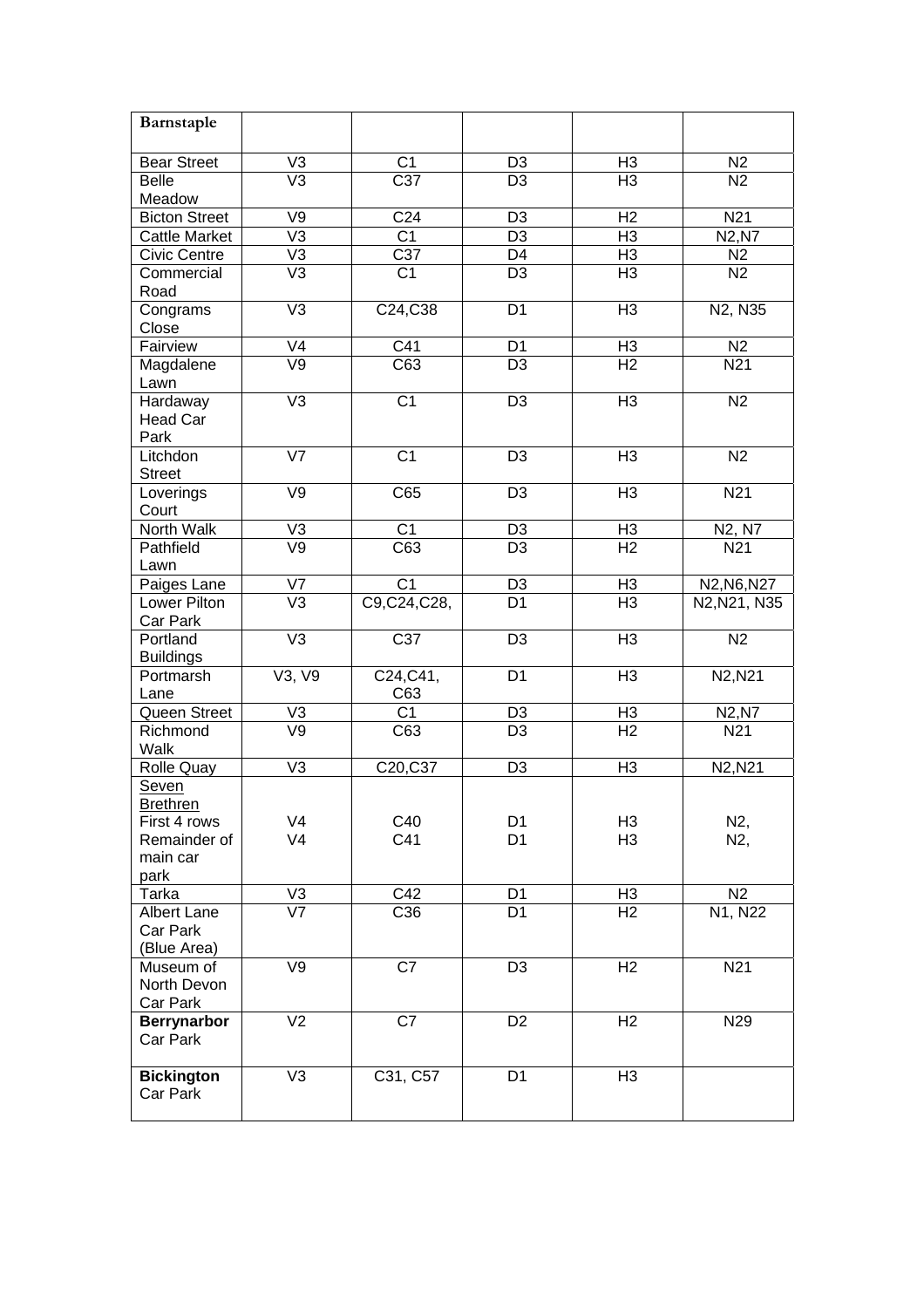| Barnstaple | | | | | |
|---|---|---|---|---|---|
| Bear Street | V3 | C1 | D3 | H3 | N2 |
| Belle Meadow | V3 | C37 | D3 | H3 | N2 |
| Bicton Street | V9 | C24 | D3 | H2 | N21 |
| Cattle Market | V3 | C1 | D3 | H3 | N2,N7 |
| Civic Centre | V3 | C37 | D4 | H3 | N2 |
| Commercial Road | V3 | C1 | D3 | H3 | N2 |
| Congrams Close | V3 | C24,C38 | D1 | H3 | N2, N35 |
| Fairview | V4 | C41 | D1 | H3 | N2 |
| Magdalene Lawn | V9 | C63 | D3 | H2 | N21 |
| Hardaway Head Car Park | V3 | C1 | D3 | H3 | N2 |
| Litchdon Street | V7 | C1 | D3 | H3 | N2 |
| Loverings Court | V9 | C65 | D3 | H3 | N21 |
| North Walk | V3 | C1 | D3 | H3 | N2, N7 |
| Pathfield Lawn | V9 | C63 | D3 | H2 | N21 |
| Paiges Lane | V7 | C1 | D3 | H3 | N2,N6,N27 |
| Lower Pilton Car Park | V3 | C9,C24,C28, | D1 | H3 | N2,N21, N35 |
| Portland Buildings | V3 | C37 | D3 | H3 | N2 |
| Portmarsh Lane | V3, V9 | C24,C41, C63 | D1 | H3 | N2,N21 |
| Queen Street | V3 | C1 | D3 | H3 | N2,N7 |
| Richmond Walk | V9 | C63 | D3 | H2 | N21 |
| Rolle Quay | V3 | C20,C37 | D3 | H3 | N2,N21 |
| Seven Brethren | | | | | |
| First 4 rows | V4 | C40 | D1 | H3 | N2, |
| Remainder of main car park | V4 | C41 | D1 | H3 | N2, |
| Tarka | V3 | C42 | D1 | H3 | N2 |
| Albert Lane Car Park (Blue Area) | V7 | C36 | D1 | H2 | N1, N22 |
| Museum of North Devon Car Park | V9 | C7 | D3 | H2 | N21 |
| **Berrynarbor** Car Park | V2 | C7 | D2 | H2 | N29 |
| **Bickington** Car Park | V3 | C31, C57 | D1 | H3 | |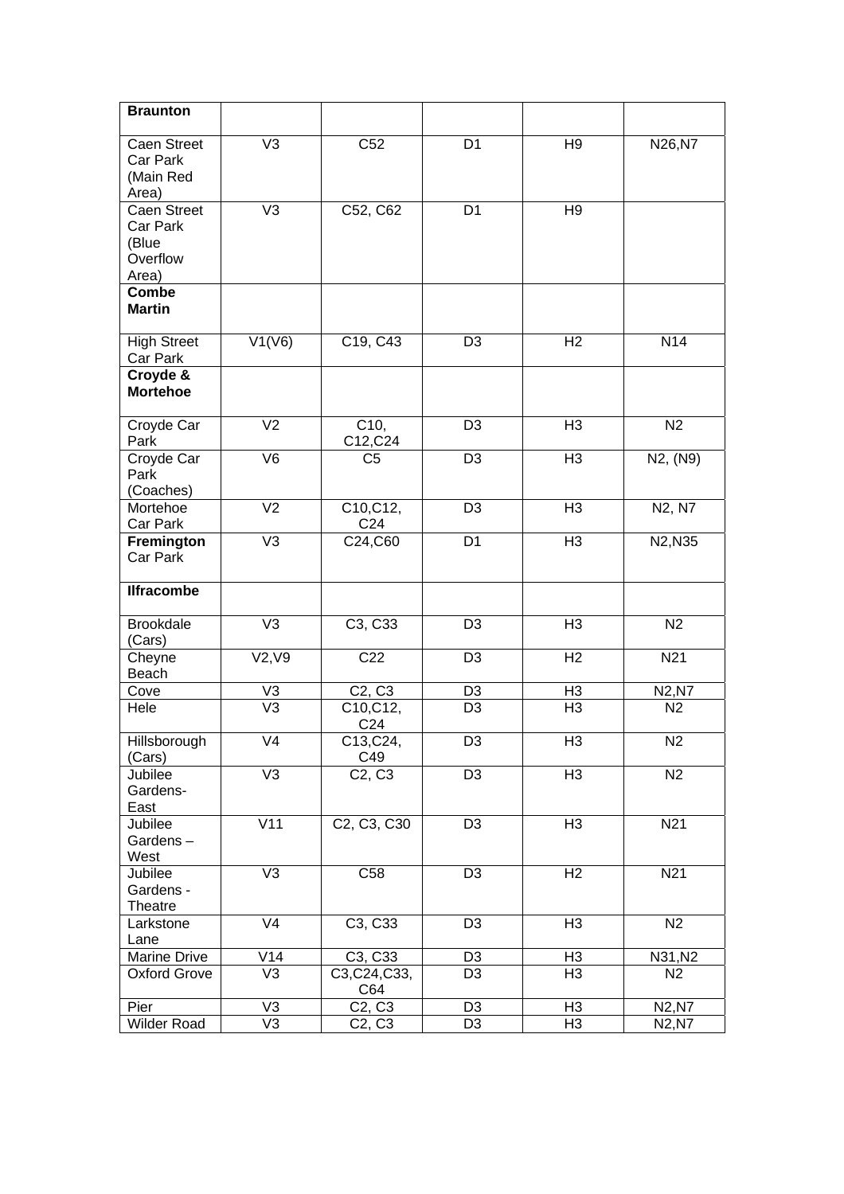| **Braunton** | | | | | |
|---|---|---|---|---|---|
| Caen Street Car Park (Main Red Area) | V3 | C52 | D1 | H9 | N26,N7 |
| Caen Street Car Park (Blue Overflow Area) | V3 | C52, C62 | D1 | H9 | |
| **Combe Martin** | | | | | |
| High Street Car Park | V1(V6) | C19, C43 | D3 | H2 | N14 |
| **Croyde & Mortehoe** | | | | | |
| Croyde Car Park | V2 | C10, C12,C24 | D3 | H3 | N2 |
| Croyde Car Park (Coaches) | V6 | C5 | D3 | H3 | N2, (N9) |
| Mortehoe Car Park | V2 | C10,C12, C24 | D3 | H3 | N2, N7 |
| **Fremington** Car Park | V3 | C24,C60 | D1 | H3 | N2,N35 |
| **Ilfracombe** | | | | | |
| Brookdale (Cars) | V3 | C3, C33 | D3 | H3 | N2 |
| Cheyne Beach | V2,V9 | C22 | D3 | H2 | N21 |
| Cove | V3 | C2, C3 | D3 | H3 | N2,N7 |
| Hele | V3 | C10,C12, C24 | D3 | H3 | N2 |
| Hillsborough (Cars) | V4 | C13,C24, C49 | D3 | H3 | N2 |
| Jubilee Gardens-East | V3 | C2, C3 | D3 | H3 | N2 |
| Jubilee Gardens – West | V11 | C2, C3, C30 | D3 | H3 | N21 |
| Jubilee Gardens - Theatre | V3 | C58 | D3 | H2 | N21 |
| Larkstone Lane | V4 | C3, C33 | D3 | H3 | N2 |
| Marine Drive | V14 | C3, C33 | D3 | H3 | N31,N2 |
| Oxford Grove | V3 | C3,C24,C33, C64 | D3 | H3 | N2 |
| Pier | V3 | C2, C3 | D3 | H3 | N2,N7 |
| Wilder Road | V3 | C2, C3 | D3 | H3 | N2,N7 |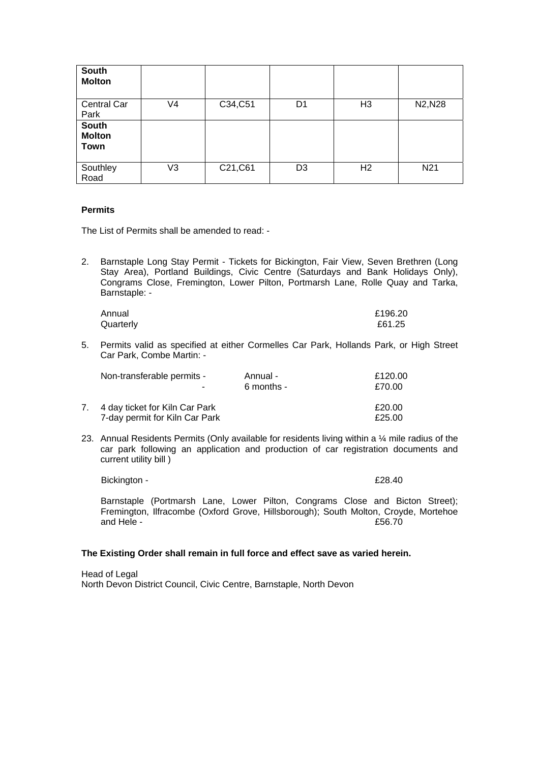| **South Molton** | | | | | |
|---|---|---|---|---|---|
| Central Car Park | V4 | C34,C51 | D1 | H3 | N2,N28 |
| **South Molton Town** | | | | | |
| Southley Road | V3 | C21,C61 | D3 | H2 | N21 |

**Permits**

The List of Permits shall be amended to read: -

2. Barnstaple Long Stay Permit - Tickets for Bickington, Fair View, Seven Brethren (Long Stay Area), Portland Buildings, Civic Centre (Saturdays and Bank Holidays Only), Congrams Close, Fremington, Lower Pilton, Portmarsh Lane, Rolle Quay and Tarka, Barnstaple: -

   Annual £196.20
   Quarterly £61.25

5. Permits valid as specified at either Cormelles Car Park, Hollands Park, or High Street Car Park, Combe Martin: -

   Non-transferable permits - Annual - £120.00
   \- 6 months - £70.00

7. 4 day ticket for Kiln Car Park £20.00
   7-day permit for Kiln Car Park £25.00

23. Annual Residents Permits (Only available for residents living within a ¼ mile radius of the car park following an application and production of car registration documents and current utility bill )

    Bickington - £28.40

    Barnstaple (Portmarsh Lane, Lower Pilton, Congrams Close and Bicton Street); Fremington, Ilfracombe (Oxford Grove, Hillsborough); South Molton, Croyde, Mortehoe and Hele - £56.70

**The Existing Order shall remain in full force and effect save as varied herein.**

Head of Legal
North Devon District Council, Civic Centre, Barnstaple, North Devon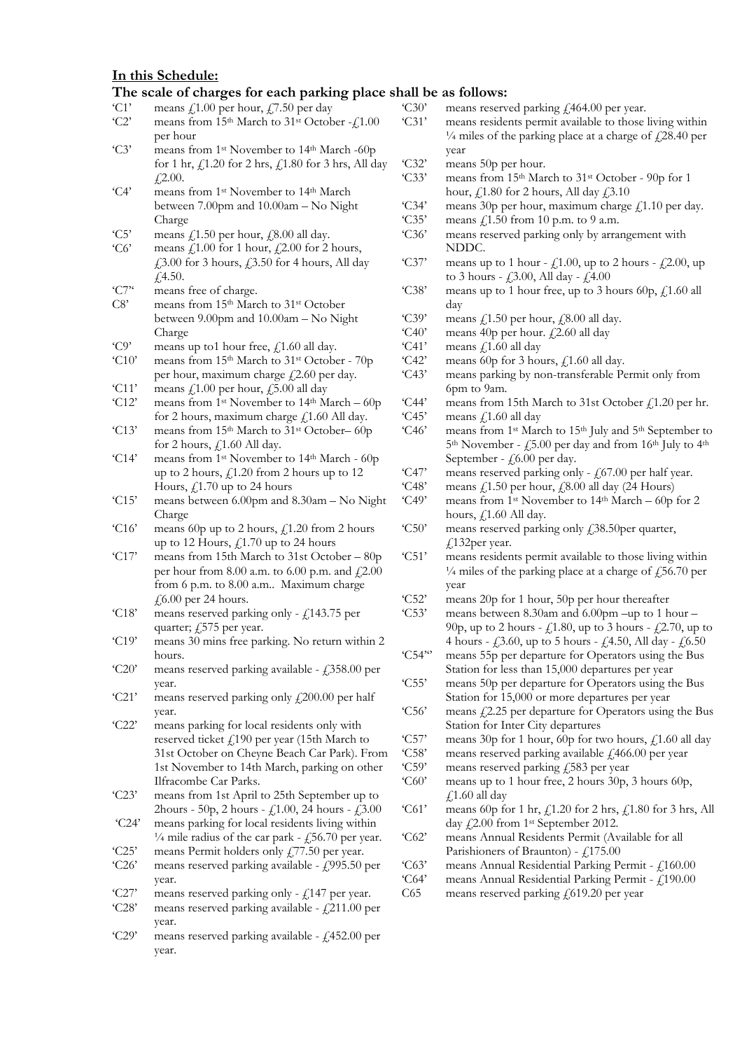**In this Schedule:**

**The scale of charges for each parking place shall be as follows:**

| | |
|---|---|
| 'C1' | means £1.00 per hour, £7.50 per day |
| 'C2' | means from 15th March to 31st October -£1.00 per hour |
| 'C3' | means from 1st November to 14th March -60p for 1 hr, £1.20 for 2 hrs, £1.80 for 3 hrs, All day £2.00. |
| 'C4' | means from 1st November to 14th March between 7.00pm and 10.00am – No Night Charge |
| 'C5' | means £1.50 per hour, £8.00 all day. |
| 'C6' | means £1.00 for 1 hour, £2.00 for 2 hours, £3.00 for 3 hours, £3.50 for 4 hours, All day £4.50. |
| 'C7" | means free of charge. |
| C8' | means from 15th March to 31st October between 9.00pm and 10.00am – No Night Charge |
| 'C9' | means up to1 hour free, £1.60 all day. |
| 'C10' | means from 15th March to 31st October - 70p per hour, maximum charge £2.60 per day. |
| 'C11' | means £1.00 per hour, £5.00 all day |
| 'C12' | means from 1st November to 14th March – 60p for 2 hours, maximum charge £1.60 All day. |
| 'C13' | means from 15th March to 31st October– 60p for 2 hours, £1.60 All day. |
| 'C14' | means from 1st November to 14th March - 60p up to 2 hours, £1.20 from 2 hours up to 12 Hours, £1.70 up to 24 hours |
| 'C15' | means between 6.00pm and 8.30am – No Night Charge |
| 'C16' | means 60p up to 2 hours, £1.20 from 2 hours up to 12 Hours, £1.70 up to 24 hours |
| 'C17' | means from 15th March to 31st October – 80p per hour from 8.00 a.m. to 6.00 p.m. and £2.00 from 6 p.m. to 8.00 a.m.. Maximum charge £6.00 per 24 hours. |
| 'C18' | means reserved parking only - £143.75 per quarter; £575 per year. |
| 'C19' | means 30 mins free parking. No return within 2 hours. |
| 'C20' | means reserved parking available - £358.00 per year. |
| 'C21' | means reserved parking only £200.00 per half year. |
| 'C22' | means parking for local residents only with reserved ticket £190 per year (15th March to 31st October on Cheyne Beach Car Park). From 1st November to 14th March, parking on other Ilfracombe Car Parks. |
| 'C23' | means from 1st April to 25th September up to 2hours - 50p, 2 hours - £1.00, 24 hours - £3.00 |
| 'C24' | means parking for local residents living within ¼ mile radius of the car park - £56.70 per year. |
| 'C25' | means Permit holders only £77.50 per year. |
| 'C26' | means reserved parking available - £995.50 per year. |
| 'C27' | means reserved parking only - £147 per year. |
| 'C28' | means reserved parking available - £211.00 per year. |
| 'C29' | means reserved parking available - £452.00 per year. |
| 'C30' | means reserved parking £464.00 per year. |
| 'C31' | means residents permit available to those living within ¼ miles of the parking place at a charge of £28.40 per year |
| 'C32' | means 50p per hour. |
| 'C33' | means from 15th March to 31st October - 90p for 1 hour, £1.80 for 2 hours, All day £3.10 |
| 'C34' | means 30p per hour, maximum charge £1.10 per day. |
| 'C35' | means £1.50 from 10 p.m. to 9 a.m. |
| 'C36' | means reserved parking only by arrangement with NDDC. |
| 'C37' | means up to 1 hour - £1.00, up to 2 hours - £2.00, up to 3 hours - £3.00, All day - £4.00 |
| 'C38' | means up to 1 hour free, up to 3 hours 60p, £1.60 all day |
| 'C39' | means £1.50 per hour, £8.00 all day. |
| 'C40' | means 40p per hour. £2.60 all day |
| 'C41' | means £1.60 all day |
| 'C42' | means 60p for 3 hours, £1.60 all day. |
| 'C43' | means parking by non-transferable Permit only from 6pm to 9am. |
| 'C44' | means from 15th March to 31st October £1.20 per hr. |
| 'C45' | means £1.60 all day |
| 'C46' | means from 1st March to 15th July and 5th September to 5th November - £5.00 per day and from 16th July to 4th September - £6.00 per day. |
| 'C47' | means reserved parking only - £67.00 per half year. |
| 'C48' | means £1.50 per hour, £8.00 all day (24 Hours) |
| 'C49' | means from 1st November to 14th March – 60p for 2 hours, £1.60 All day. |
| 'C50' | means reserved parking only £38.50per quarter, £132per year. |
| 'C51' | means residents permit available to those living within ¼ miles of the parking place at a charge of £56.70 per year |
| 'C52' | means 20p for 1 hour, 50p per hour thereafter |
| 'C53' | means between 8.30am and 6.00pm –up to 1 hour – 90p, up to 2 hours - £1.80, up to 3 hours - £2.70, up to 4 hours - £3.60, up to 5 hours - £4.50, All day - £6.50 |
| 'C54'' | means 55p per departure for Operators using the Bus Station for less than 15,000 departures per year |
| 'C55' | means 50p per departure for Operators using the Bus Station for 15,000 or more departures per year |
| 'C56' | means £2.25 per departure for Operators using the Bus Station for Inter City departures |
| 'C57' | means 30p for 1 hour, 60p for two hours, £1.60 all day |
| 'C58' | means reserved parking available £466.00 per year |
| 'C59' | means reserved parking £583 per year |
| 'C60' | means up to 1 hour free, 2 hours 30p, 3 hours 60p, £1.60 all day |
| 'C61' | means 60p for 1 hr, £1.20 for 2 hrs, £1.80 for 3 hrs, All day £2.00 from 1st September 2012. |
| 'C62' | means Annual Residents Permit (Available for all Parishioners of Braunton) - £175.00 |
| 'C63' | means Annual Residential Parking Permit - £160.00 |
| 'C64' | means Annual Residential Parking Permit - £190.00 |
| C65 | means reserved parking £619.20 per year |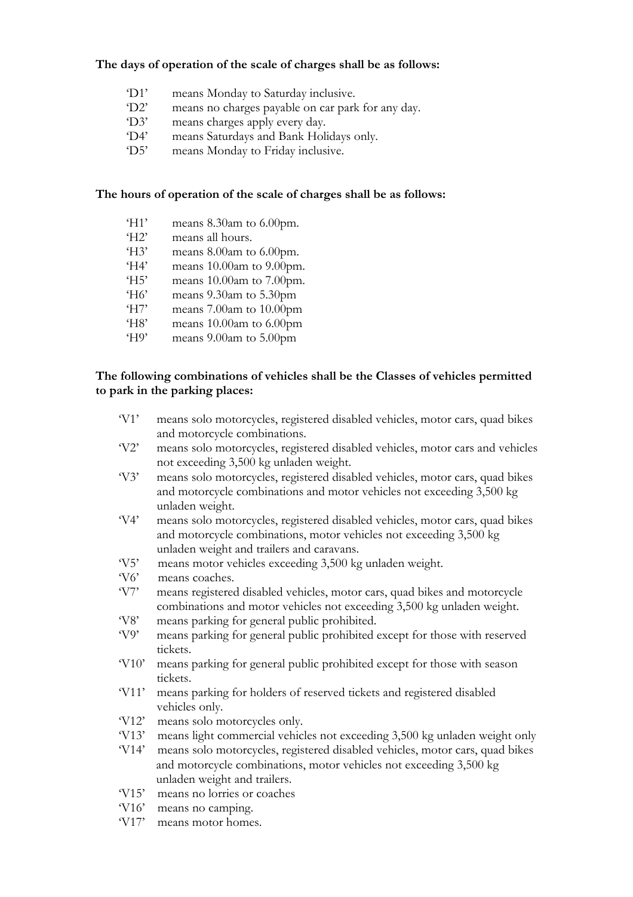**The days of operation of the scale of charges shall be as follows:**

- 'D1' means Monday to Saturday inclusive.
- 'D2' means no charges payable on car park for any day.
- 'D3' means charges apply every day.
- 'D4' means Saturdays and Bank Holidays only.
- 'D5' means Monday to Friday inclusive.

**The hours of operation of the scale of charges shall be as follows:**

- 'H1' means 8.30am to 6.00pm.
- 'H2' means all hours.
- 'H3' means 8.00am to 6.00pm.
- 'H4' means 10.00am to 9.00pm.
- 'H5' means 10.00am to 7.00pm.
- 'H6' means 9.30am to 5.30pm
- 'H7' means 7.00am to 10.00pm
- 'H8' means 10.00am to 6.00pm
- 'H9' means 9.00am to 5.00pm

**The following combinations of vehicles shall be the Classes of vehicles permitted to park in the parking places:**

- 'V1' means solo motorcycles, registered disabled vehicles, motor cars, quad bikes and motorcycle combinations.
- 'V2' means solo motorcycles, registered disabled vehicles, motor cars and vehicles not exceeding 3,500 kg unladen weight.
- 'V3' means solo motorcycles, registered disabled vehicles, motor cars, quad bikes and motorcycle combinations and motor vehicles not exceeding 3,500 kg unladen weight.
- 'V4' means solo motorcycles, registered disabled vehicles, motor cars, quad bikes and motorcycle combinations, motor vehicles not exceeding 3,500 kg unladen weight and trailers and caravans.
- 'V5' means motor vehicles exceeding 3,500 kg unladen weight.
- 'V6' means coaches.
- 'V7' means registered disabled vehicles, motor cars, quad bikes and motorcycle combinations and motor vehicles not exceeding 3,500 kg unladen weight.
- 'V8' means parking for general public prohibited.
- 'V9' means parking for general public prohibited except for those with reserved tickets.
- 'V10' means parking for general public prohibited except for those with season tickets.
- 'V11' means parking for holders of reserved tickets and registered disabled vehicles only.
- 'V12' means solo motorcycles only.
- 'V13' means light commercial vehicles not exceeding 3,500 kg unladen weight only
- 'V14' means solo motorcycles, registered disabled vehicles, motor cars, quad bikes and motorcycle combinations, motor vehicles not exceeding 3,500 kg unladen weight and trailers.
- 'V15' means no lorries or coaches
- 'V16' means no camping.
- 'V17' means motor homes.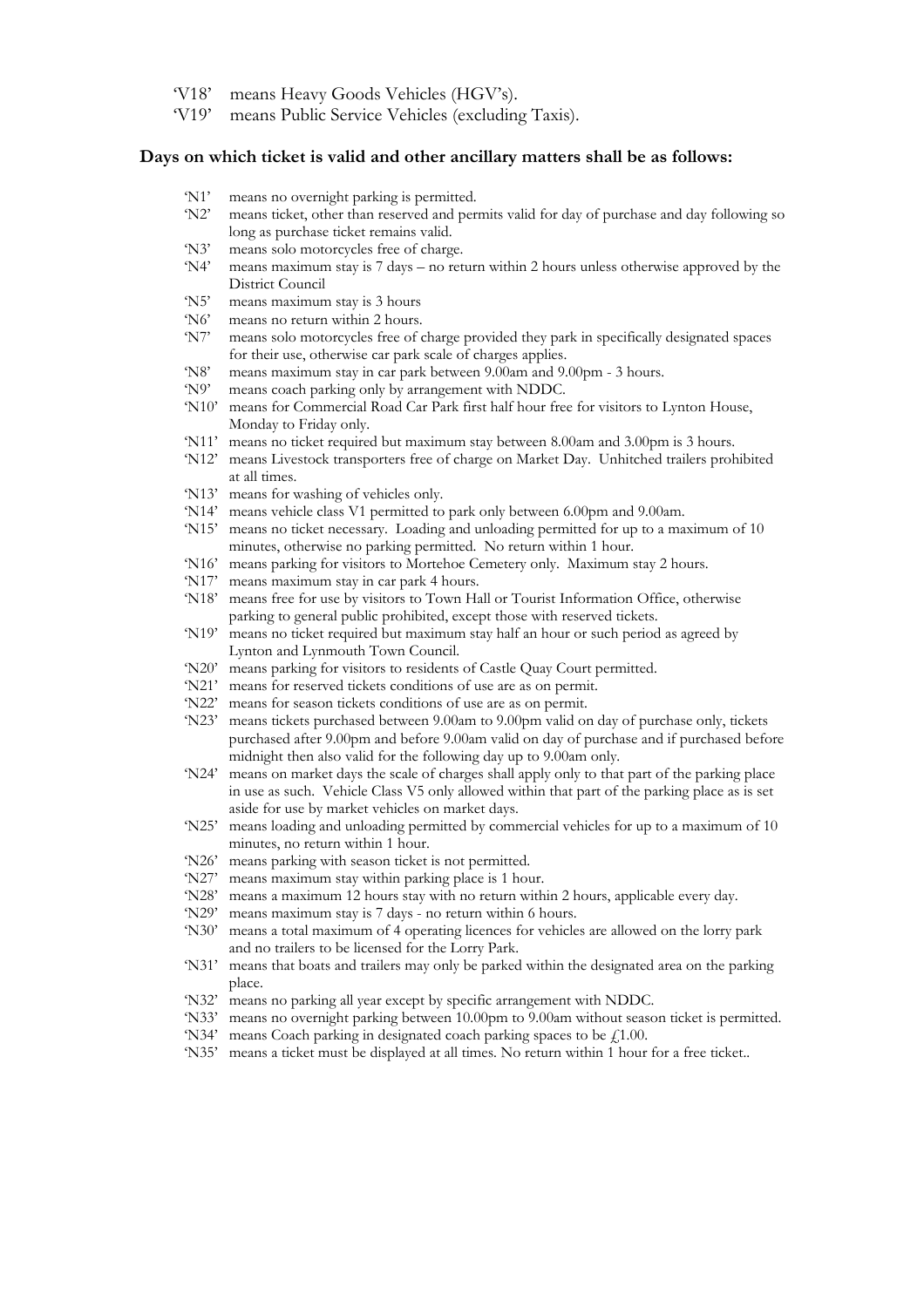'V18' means Heavy Goods Vehicles (HGV's).
'V19' means Public Service Vehicles (excluding Taxis).

**Days on which ticket is valid and other ancillary matters shall be as follows:**

'N1' means no overnight parking is permitted.
'N2' means ticket, other than reserved and permits valid for day of purchase and day following so long as purchase ticket remains valid.
'N3' means solo motorcycles free of charge.
'N4' means maximum stay is 7 days – no return within 2 hours unless otherwise approved by the District Council
'N5' means maximum stay is 3 hours
'N6' means no return within 2 hours.
'N7' means solo motorcycles free of charge provided they park in specifically designated spaces for their use, otherwise car park scale of charges applies.
'N8' means maximum stay in car park between 9.00am and 9.00pm - 3 hours.
'N9' means coach parking only by arrangement with NDDC.
'N10' means for Commercial Road Car Park first half hour free for visitors to Lynton House, Monday to Friday only.
'N11' means no ticket required but maximum stay between 8.00am and 3.00pm is 3 hours.
'N12' means Livestock transporters free of charge on Market Day. Unhitched trailers prohibited at all times.
'N13' means for washing of vehicles only.
'N14' means vehicle class V1 permitted to park only between 6.00pm and 9.00am.
'N15' means no ticket necessary. Loading and unloading permitted for up to a maximum of 10 minutes, otherwise no parking permitted. No return within 1 hour.
'N16' means parking for visitors to Mortehoe Cemetery only. Maximum stay 2 hours.
'N17' means maximum stay in car park 4 hours.
'N18' means free for use by visitors to Town Hall or Tourist Information Office, otherwise parking to general public prohibited, except those with reserved tickets.
'N19' means no ticket required but maximum stay half an hour or such period as agreed by Lynton and Lynmouth Town Council.
'N20' means parking for visitors to residents of Castle Quay Court permitted.
'N21' means for reserved tickets conditions of use are as on permit.
'N22' means for season tickets conditions of use are as on permit.
'N23' means tickets purchased between 9.00am to 9.00pm valid on day of purchase only, tickets purchased after 9.00pm and before 9.00am valid on day of purchase and if purchased before midnight then also valid for the following day up to 9.00am only.
'N24' means on market days the scale of charges shall apply only to that part of the parking place in use as such. Vehicle Class V5 only allowed within that part of the parking place as is set aside for use by market vehicles on market days.
'N25' means loading and unloading permitted by commercial vehicles for up to a maximum of 10 minutes, no return within 1 hour.
'N26' means parking with season ticket is not permitted.
'N27' means maximum stay within parking place is 1 hour.
'N28' means a maximum 12 hours stay with no return within 2 hours, applicable every day.
'N29' means maximum stay is 7 days - no return within 6 hours.
'N30' means a total maximum of 4 operating licences for vehicles are allowed on the lorry park and no trailers to be licensed for the Lorry Park.
'N31' means that boats and trailers may only be parked within the designated area on the parking place.
'N32' means no parking all year except by specific arrangement with NDDC.
'N33' means no overnight parking between 10.00pm to 9.00am without season ticket is permitted.
'N34' means Coach parking in designated coach parking spaces to be £1.00.
'N35' means a ticket must be displayed at all times. No return within 1 hour for a free ticket..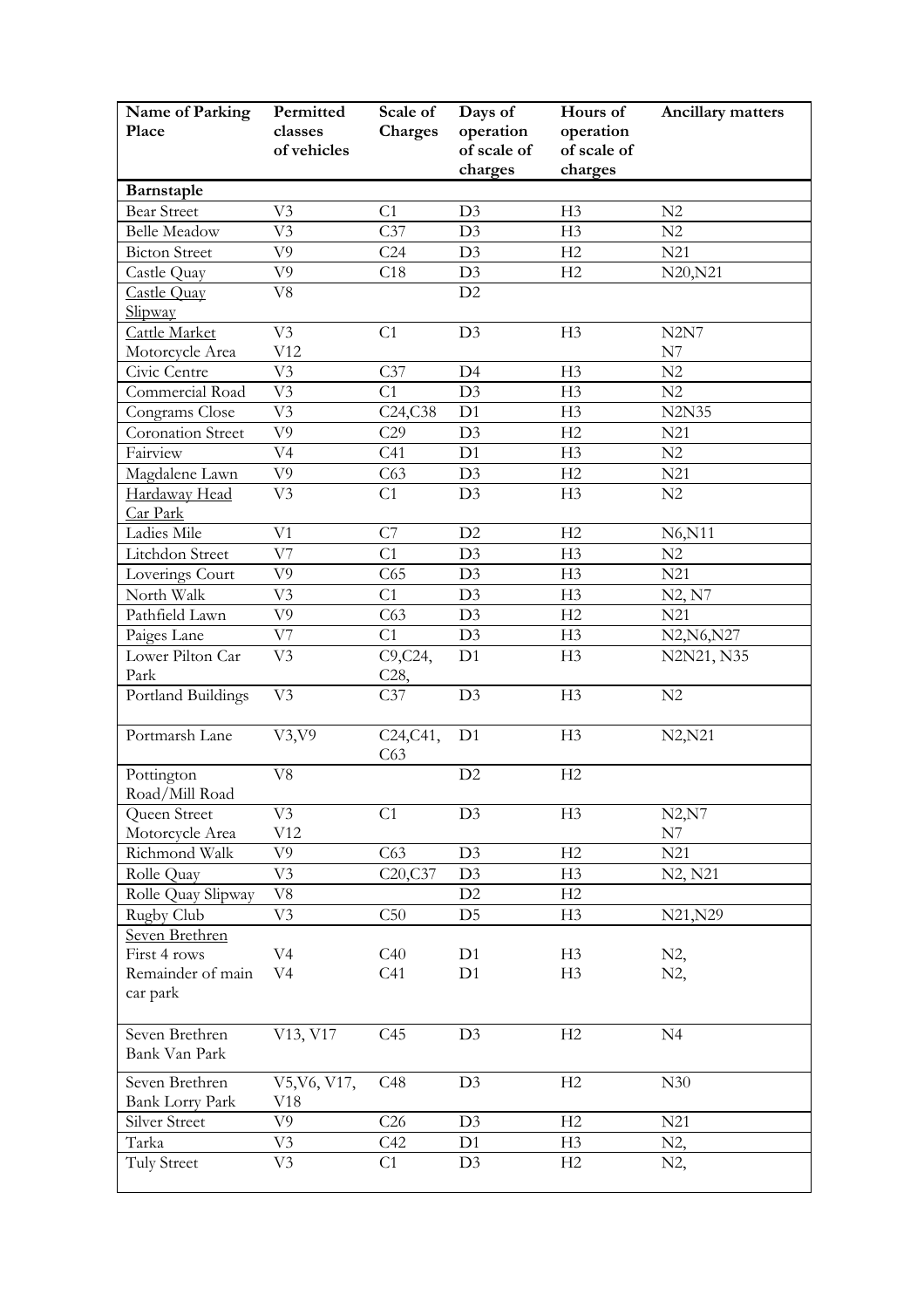| Name of Parking Place | Permitted classes of vehicles | Scale of Charges | Days of operation of scale of charges | Hours of operation of scale of charges | Ancillary matters |
|---|---|---|---|---|---|
| **Barnstaple** | | | | | |
| Bear Street | V3 | C1 | D3 | H3 | N2 |
| Belle Meadow | V3 | C37 | D3 | H3 | N2 |
| Bicton Street | V9 | C24 | D3 | H2 | N21 |
| Castle Quay | V9 | C18 | D3 | H2 | N20,N21 |
| Castle Quay Slipway | V8 | | D2 | | |
| Cattle Market<br>Motorcycle Area | V3<br>V12 | C1 | D3 | H3 | N2N7<br>N7 |
| Civic Centre | V3 | C37 | D4 | H3 | N2 |
| Commercial Road | V3 | C1 | D3 | H3 | N2 |
| Congrams Close | V3 | C24,C38 | D1 | H3 | N2N35 |
| Coronation Street | V9 | C29 | D3 | H2 | N21 |
| Fairview | V4 | C41 | D1 | H3 | N2 |
| Magdalene Lawn | V9 | C63 | D3 | H2 | N21 |
| Hardaway Head Car Park | V3 | C1 | D3 | H3 | N2 |
| Ladies Mile | V1 | C7 | D2 | H2 | N6,N11 |
| Litchdon Street | V7 | C1 | D3 | H3 | N2 |
| Loverings Court | V9 | C65 | D3 | H3 | N21 |
| North Walk | V3 | C1 | D3 | H3 | N2, N7 |
| Pathfield Lawn | V9 | C63 | D3 | H2 | N21 |
| Paiges Lane | V7 | C1 | D3 | H3 | N2,N6,N27 |
| Lower Pilton Car Park | V3 | C9,C24, C28, | D1 | H3 | N2N21, N35 |
| Portland Buildings | V3 | C37 | D3 | H3 | N2 |
| Portmarsh Lane | V3,V9 | C24,C41, C63 | D1 | H3 | N2,N21 |
| Pottington Road/Mill Road | V8 | | D2 | H2 | |
| Queen Street<br>Motorcycle Area | V3<br>V12 | C1 | D3 | H3 | N2,N7<br>N7 |
| Richmond Walk | V9 | C63 | D3 | H2 | N21 |
| Rolle Quay | V3 | C20,C37 | D3 | H3 | N2, N21 |
| Rolle Quay Slipway | V8 | | D2 | H2 | |
| Rugby Club | V3 | C50 | D5 | H3 | N21,N29 |
| Seven Brethren<br>First 4 rows<br>Remainder of main car park | <br>V4<br>V4 | <br>C40<br>C41 | <br>D1<br>D1 | <br>H3<br>H3 | <br>N2,<br>N2, |
| Seven Brethren Bank Van Park | V13, V17 | C45 | D3 | H2 | N4 |
| Seven Brethren Bank Lorry Park | V5,V6, V17, V18 | C48 | D3 | H2 | N30 |
| Silver Street | V9 | C26 | D3 | H2 | N21 |
| Tarka | V3 | C42 | D1 | H3 | N2, |
| Tuly Street | V3 | C1 | D3 | H2 | N2, |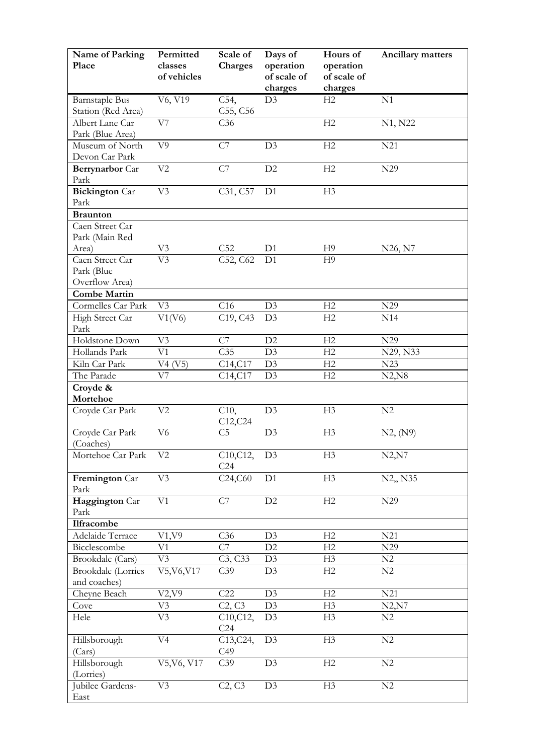| Name of Parking Place | Permitted classes of vehicles | Scale of Charges | Days of operation of scale of charges | Hours of operation of scale of charges | Ancillary matters |
|---|---|---|---|---|---|
| Barnstaple Bus Station (Red Area) | V6, V19 | C54, C55, C56 | D3 | H2 | N1 |
| Albert Lane Car Park (Blue Area) | V7 | C36 | | H2 | N1, N22 |
| Museum of North Devon Car Park | V9 | C7 | D3 | H2 | N21 |
| **Berrynarbor** Car Park | V2 | C7 | D2 | H2 | N29 |
| **Bickington** Car Park | V3 | C31, C57 | D1 | H3 | |
| **Braunton** | | | | | |
| Caen Street Car Park (Main Red Area) | V3 | C52 | D1 | H9 | N26, N7 |
| Caen Street Car Park (Blue Overflow Area) | V3 | C52, C62 | D1 | H9 | |
| **Combe Martin** | | | | | |
| Cormelles Car Park | V3 | C16 | D3 | H2 | N29 |
| High Street Car Park | V1(V6) | C19, C43 | D3 | H2 | N14 |
| Holdstone Down | V3 | C7 | D2 | H2 | N29 |
| Hollands Park | V1 | C35 | D3 | H2 | N29, N33 |
| Kiln Car Park | V4 (V5) | C14,C17 | D3 | H2 | N23 |
| The Parade | V7 | C14,C17 | D3 | H2 | N2,N8 |
| **Croyde & Mortehoe** | | | | | |
| Croyde Car Park | V2 | C10, C12,C24 | D3 | H3 | N2 |
| Croyde Car Park (Coaches) | V6 | C5 | D3 | H3 | N2, (N9) |
| Mortehoe Car Park | V2 | C10,C12, C24 | D3 | H3 | N2,N7 |
| **Fremington** Car Park | V3 | C24,C60 | D1 | H3 | N2,, N35 |
| **Haggington** Car Park | V1 | C7 | D2 | H2 | N29 |
| **Ilfracombe** | | | | | |
| Adelaide Terrace | V1,V9 | C36 | D3 | H2 | N21 |
| Bicclescombe | V1 | C7 | D2 | H2 | N29 |
| Brookdale (Cars) | V3 | C3, C33 | D3 | H3 | N2 |
| Brookdale (Lorries and coaches) | V5,V6,V17 | C39 | D3 | H2 | N2 |
| Cheyne Beach | V2,V9 | C22 | D3 | H2 | N21 |
| Cove | V3 | C2, C3 | D3 | H3 | N2,N7 |
| Hele | V3 | C10,C12, C24 | D3 | H3 | N2 |
| Hillsborough (Cars) | V4 | C13,C24, C49 | D3 | H3 | N2 |
| Hillsborough (Lorries) | V5,V6, V17 | C39 | D3 | H2 | N2 |
| Jubilee Gardens-East | V3 | C2, C3 | D3 | H3 | N2 |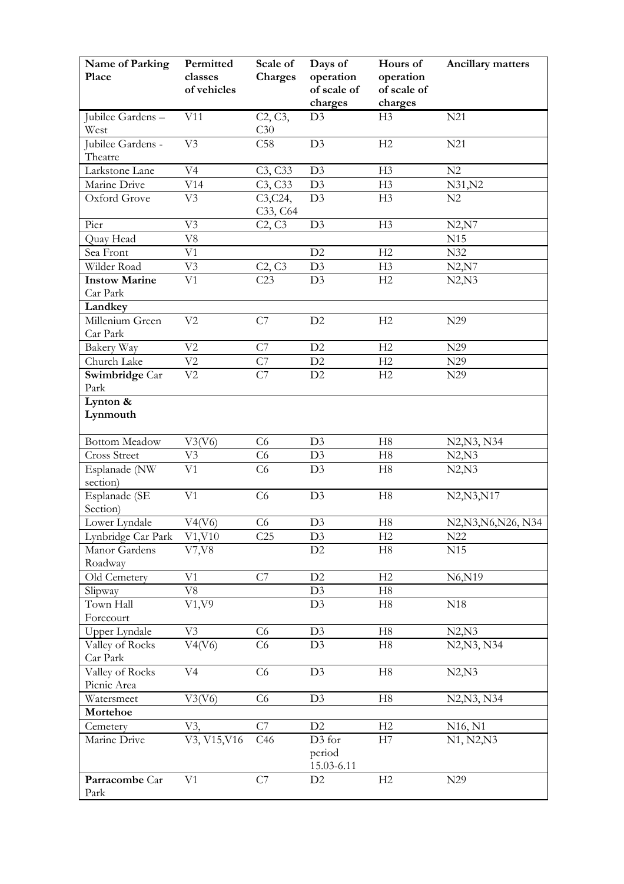| Name of Parking Place | Permitted classes of vehicles | Scale of Charges | Days of operation of scale of charges | Hours of operation of scale of charges | Ancillary matters |
|---|---|---|---|---|---|
| Jubilee Gardens – West | V11 | C2, C3, C30 | D3 | H3 | N21 |
| Jubilee Gardens - Theatre | V3 | C58 | D3 | H2 | N21 |
| Larkstone Lane | V4 | C3, C33 | D3 | H3 | N2 |
| Marine Drive | V14 | C3, C33 | D3 | H3 | N31,N2 |
| Oxford Grove | V3 | C3,C24, C33, C64 | D3 | H3 | N2 |
| Pier | V3 | C2, C3 | D3 | H3 | N2,N7 |
| Quay Head | V8 | | | | N15 |
| Sea Front | V1 | | D2 | H2 | N32 |
| Wilder Road | V3 | C2, C3 | D3 | H3 | N2,N7 |
| **Instow Marine** Car Park | V1 | C23 | D3 | H2 | N2,N3 |
| **Landkey** | | | | | |
| Millenium Green Car Park | V2 | C7 | D2 | H2 | N29 |
| Bakery Way | V2 | C7 | D2 | H2 | N29 |
| Church Lake | V2 | C7 | D2 | H2 | N29 |
| **Swimbridge** Car Park | V2 | C7 | D2 | H2 | N29 |
| **Lynton & Lynmouth** | | | | | |
| Bottom Meadow | V3(V6) | C6 | D3 | H8 | N2,N3, N34 |
| Cross Street | V3 | C6 | D3 | H8 | N2,N3 |
| Esplanade (NW section) | V1 | C6 | D3 | H8 | N2,N3 |
| Esplanade (SE Section) | V1 | C6 | D3 | H8 | N2,N3,N17 |
| Lower Lyndale | V4(V6) | C6 | D3 | H8 | N2,N3,N6,N26, N34 |
| Lynbridge Car Park | V1,V10 | C25 | D3 | H2 | N22 |
| Manor Gardens Roadway | V7,V8 | | D2 | H8 | N15 |
| Old Cemetery | V1 | C7 | D2 | H2 | N6,N19 |
| Slipway | V8 | | D3 | H8 | |
| Town Hall Forecourt | V1,V9 | | D3 | H8 | N18 |
| Upper Lyndale | V3 | C6 | D3 | H8 | N2,N3 |
| Valley of Rocks Car Park | V4(V6) | C6 | D3 | H8 | N2,N3, N34 |
| Valley of Rocks Picnic Area | V4 | C6 | D3 | H8 | N2,N3 |
| Watersmeet | V3(V6) | C6 | D3 | H8 | N2,N3, N34 |
| **Mortehoe** | | | | | |
| Cemetery | V3, | C7 | D2 | H2 | N16, N1 |
| Marine Drive | V3, V15,V16 | C46 | D3 for period 15.03-6.11 | H7 | N1, N2,N3 |
| **Parracombe** Car Park | V1 | C7 | D2 | H2 | N29 |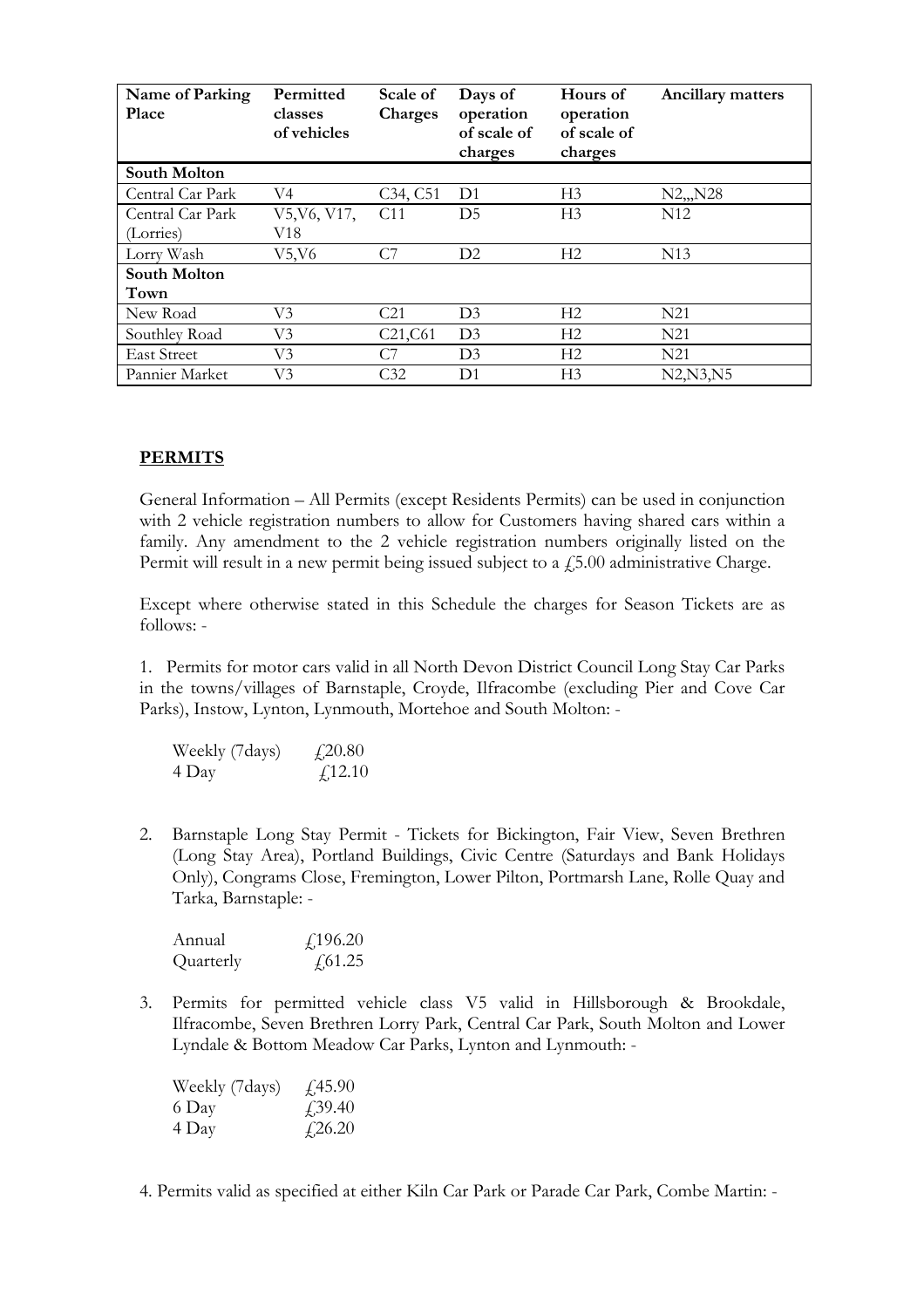| Name of Parking Place | Permitted classes of vehicles | Scale of Charges | Days of operation of scale of charges | Hours of operation of scale of charges | Ancillary matters |
|---|---|---|---|---|---|
| **South Molton** | | | | | |
| Central Car Park | V4 | C34, C51 | D1 | H3 | N2,,,N28 |
| Central Car Park (Lorries) | V5,V6, V17, V18 | C11 | D5 | H3 | N12 |
| Lorry Wash | V5,V6 | C7 | D2 | H2 | N13 |
| **South Molton Town** | | | | | |
| New Road | V3 | C21 | D3 | H2 | N21 |
| Southley Road | V3 | C21,C61 | D3 | H2 | N21 |
| East Street | V3 | C7 | D3 | H2 | N21 |
| Pannier Market | V3 | C32 | D1 | H3 | N2,N3,N5 |

**PERMITS**

General Information – All Permits (except Residents Permits) can be used in conjunction with 2 vehicle registration numbers to allow for Customers having shared cars within a family. Any amendment to the 2 vehicle registration numbers originally listed on the Permit will result in a new permit being issued subject to a £5.00 administrative Charge.

Except where otherwise stated in this Schedule the charges for Season Tickets are as follows: -

1. Permits for motor cars valid in all North Devon District Council Long Stay Car Parks in the towns/villages of Barnstaple, Croyde, Ilfracombe (excluding Pier and Cove Car Parks), Instow, Lynton, Lynmouth, Mortehoe and South Molton: -

   Weekly (7days) £20.80
   4 Day £12.10

2. Barnstaple Long Stay Permit - Tickets for Bickington, Fair View, Seven Brethren (Long Stay Area), Portland Buildings, Civic Centre (Saturdays and Bank Holidays Only), Congrams Close, Fremington, Lower Pilton, Portmarsh Lane, Rolle Quay and Tarka, Barnstaple: -

   Annual £196.20
   Quarterly £61.25

3. Permits for permitted vehicle class V5 valid in Hillsborough & Brookdale, Ilfracombe, Seven Brethren Lorry Park, Central Car Park, South Molton and Lower Lyndale & Bottom Meadow Car Parks, Lynton and Lynmouth: -

   Weekly (7days) £45.90
   6 Day £39.40
   4 Day £26.20

4. Permits valid as specified at either Kiln Car Park or Parade Car Park, Combe Martin: -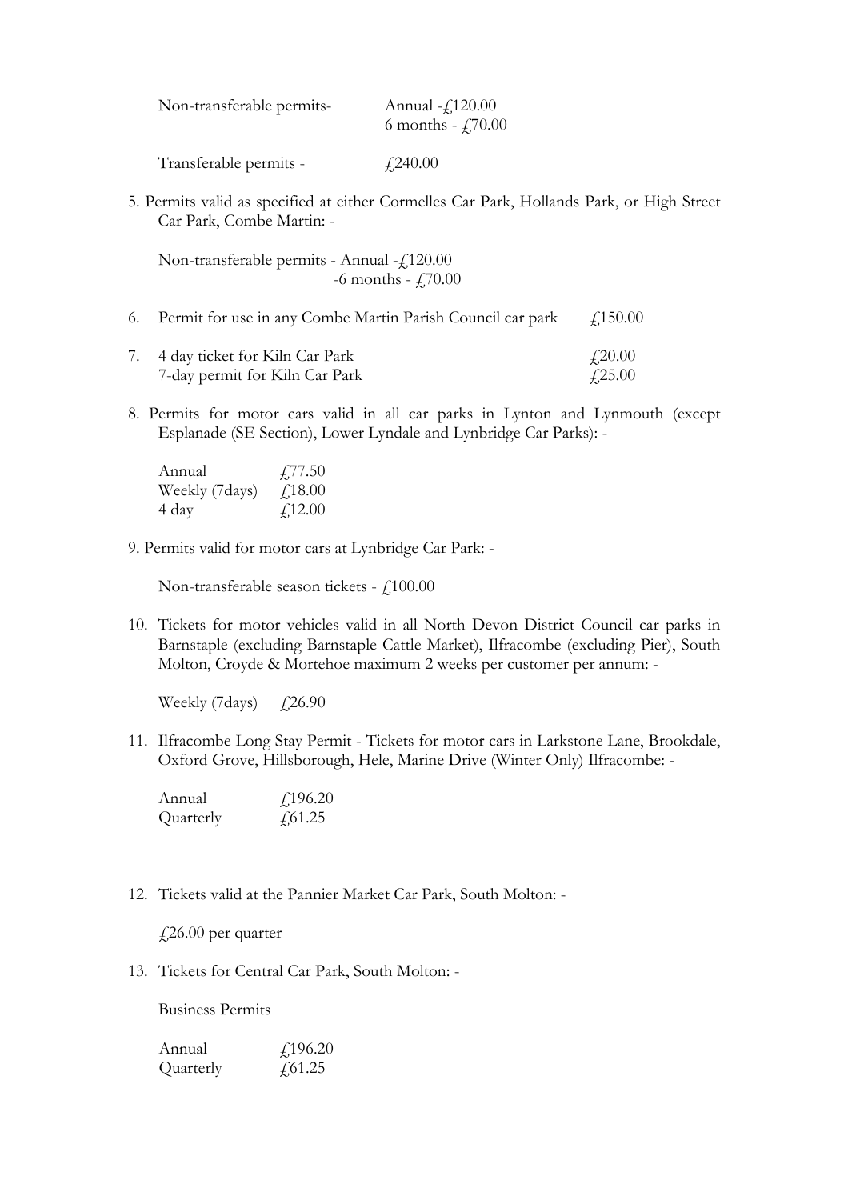Non-transferable permits- Annual -£120.00
6 months - £70.00

Transferable permits - £240.00

5. Permits valid as specified at either Cormelles Car Park, Hollands Park, or High Street Car Park, Combe Martin: -

   Non-transferable permits - Annual -£120.00
   -6 months - £70.00

6. Permit for use in any Combe Martin Parish Council car park £150.00

7. 4 day ticket for Kiln Car Park £20.00
   7-day permit for Kiln Car Park £25.00

8. Permits for motor cars valid in all car parks in Lynton and Lynmouth (except Esplanade (SE Section), Lower Lyndale and Lynbridge Car Parks): -

   | | |
   |---|---|
   | Annual | £77.50 |
   | Weekly (7days) | £18.00 |
   | 4 day | £12.00 |

9. Permits valid for motor cars at Lynbridge Car Park: -

   Non-transferable season tickets - £100.00

10. Tickets for motor vehicles valid in all North Devon District Council car parks in Barnstaple (excluding Barnstaple Cattle Market), Ilfracombe (excluding Pier), South Molton, Croyde & Mortehoe maximum 2 weeks per customer per annum: -

    Weekly (7days) £26.90

11. Ilfracombe Long Stay Permit - Tickets for motor cars in Larkstone Lane, Brookdale, Oxford Grove, Hillsborough, Hele, Marine Drive (Winter Only) Ilfracombe: -

    | | |
    |---|---|
    | Annual | £196.20 |
    | Quarterly | £61.25 |

12. Tickets valid at the Pannier Market Car Park, South Molton: -

    £26.00 per quarter

13. Tickets for Central Car Park, South Molton: -

    Business Permits

    | | |
    |---|---|
    | Annual | £196.20 |
    | Quarterly | £61.25 |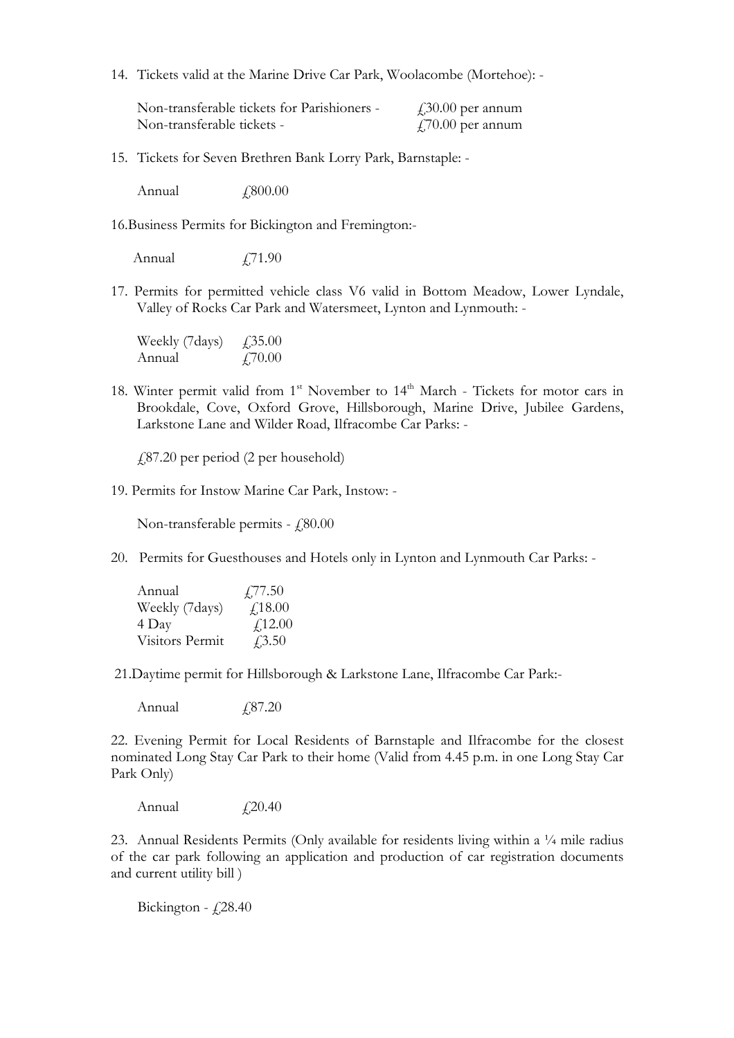14. Tickets valid at the Marine Drive Car Park, Woolacombe (Mortehoe): -

| | |
|---|---|
| Non-transferable tickets for Parishioners - | £30.00 per annum |
| Non-transferable tickets - | £70.00 per annum |

15. Tickets for Seven Brethren Bank Lorry Park, Barnstaple: -

| | |
|---|---|
| Annual | £800.00 |

16. Business Permits for Bickington and Fremington:-

| | |
|---|---|
| Annual | £71.90 |

17. Permits for permitted vehicle class V6 valid in Bottom Meadow, Lower Lyndale, Valley of Rocks Car Park and Watersmeet, Lynton and Lynmouth: -

| | |
|---|---|
| Weekly (7days) | £35.00 |
| Annual | £70.00 |

18. Winter permit valid from 1st November to 14th March - Tickets for motor cars in Brookdale, Cove, Oxford Grove, Hillsborough, Marine Drive, Jubilee Gardens, Larkstone Lane and Wilder Road, Ilfracombe Car Parks: -

£87.20 per period (2 per household)

19. Permits for Instow Marine Car Park, Instow: -

Non-transferable permits - £80.00

20. Permits for Guesthouses and Hotels only in Lynton and Lynmouth Car Parks: -

| | |
|---|---|
| Annual | £77.50 |
| Weekly (7days) | £18.00 |
| 4 Day | £12.00 |
| Visitors Permit | £3.50 |

21. Daytime permit for Hillsborough & Larkstone Lane, Ilfracombe Car Park:-

| | |
|---|---|
| Annual | £87.20 |

22. Evening Permit for Local Residents of Barnstaple and Ilfracombe for the closest nominated Long Stay Car Park to their home (Valid from 4.45 p.m. in one Long Stay Car Park Only)

| | |
|---|---|
| Annual | £20.40 |

23. Annual Residents Permits (Only available for residents living within a ¼ mile radius of the car park following an application and production of car registration documents and current utility bill )

Bickington - £28.40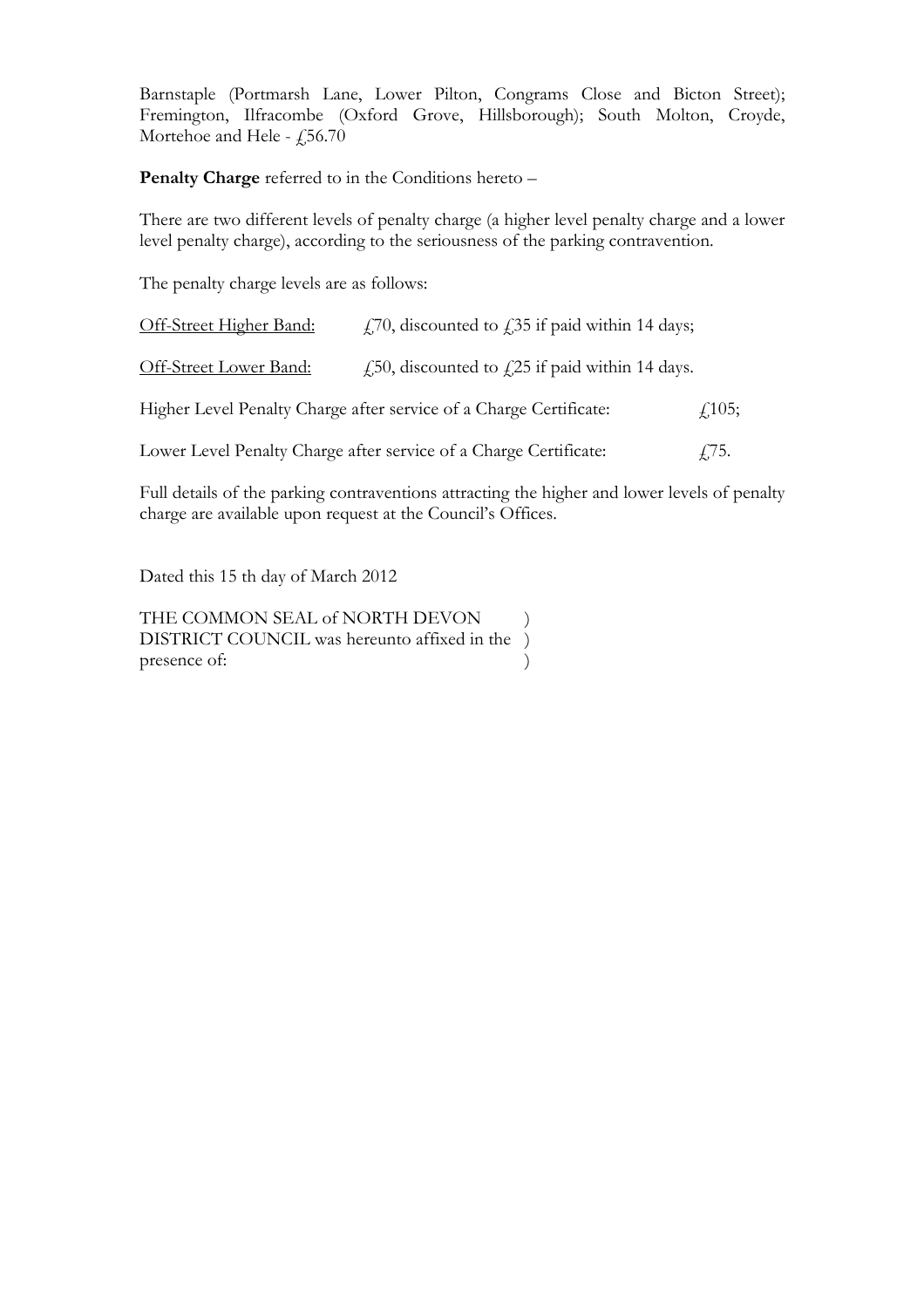Barnstaple (Portmarsh Lane, Lower Pilton, Congrams Close and Bicton Street); Fremington, Ilfracombe (Oxford Grove, Hillsborough); South Molton, Croyde, Mortehoe and Hele - £56.70

**Penalty Charge** referred to in the Conditions hereto –

There are two different levels of penalty charge (a higher level penalty charge and a lower level penalty charge), according to the seriousness of the parking contravention.

The penalty charge levels are as follows:

| | | |
|---|---|---|
| <u>Off-Street Higher Band:</u> | £70, discounted to £35 if paid within 14 days; | |
| <u>Off-Street Lower Band:</u> | £50, discounted to £25 if paid within 14 days. | |
| Higher Level Penalty Charge after service of a Charge Certificate: | | £105; |
| Lower Level Penalty Charge after service of a Charge Certificate: | | £75. |

Full details of the parking contraventions attracting the higher and lower levels of penalty charge are available upon request at the Council's Offices.

Dated this 15 th day of March 2012

THE COMMON SEAL of NORTH DEVON )
DISTRICT COUNCIL was hereunto affixed in the )
presence of: )